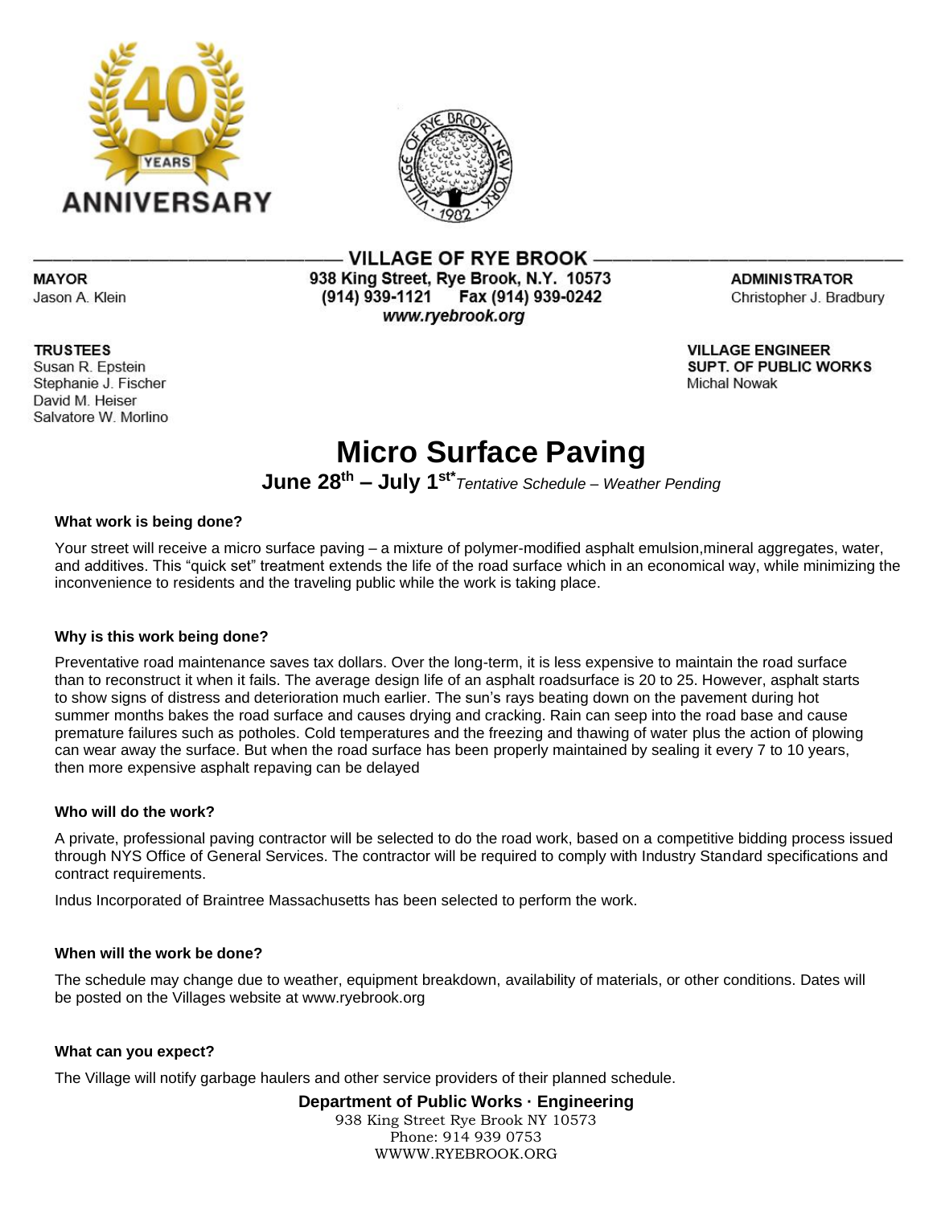**40 YEARS ANNIVERSARY**

VILLAGE OF RYE BROOK · NEW YORK · 1982

## VILLAGE OF RYE BROOK

938 King Street, Rye Brook, N.Y. 10573
(914) 939-1121 Fax (914) 939-0242
*www.ryebrook.org*

**MAYOR**
Jason A. Klein

**ADMINISTRATOR**
Christopher J. Bradbury

**TRUSTEES**
Susan R. Epstein
Stephanie J. Fischer
David M. Heiser
Salvatore W. Morlino

**VILLAGE ENGINEER**
**SUPT. OF PUBLIC WORKS**
Michal Nowak

# Micro Surface Paving

**June 28th – July 1st*** *Tentative Schedule – Weather Pending*

**What work is being done?**

Your street will receive a micro surface paving – a mixture of polymer-modified asphalt emulsion,mineral aggregates, water, and additives. This "quick set" treatment extends the life of the road surface which in an economical way, while minimizing the inconvenience to residents and the traveling public while the work is taking place.

**Why is this work being done?**

Preventative road maintenance saves tax dollars. Over the long-term, it is less expensive to maintain the road surface than to reconstruct it when it fails. The average design life of an asphalt roadsurface is 20 to 25. However, asphalt starts to show signs of distress and deterioration much earlier. The sun's rays beating down on the pavement during hot summer months bakes the road surface and causes drying and cracking. Rain can seep into the road base and cause premature failures such as potholes. Cold temperatures and the freezing and thawing of water plus the action of plowing can wear away the surface. But when the road surface has been properly maintained by sealing it every 7 to 10 years, then more expensive asphalt repaving can be delayed

**Who will do the work?**

A private, professional paving contractor will be selected to do the road work, based on a competitive bidding process issued through NYS Office of General Services. The contractor will be required to comply with Industry Standard specifications and contract requirements.

Indus Incorporated of Braintree Massachusetts has been selected to perform the work.

**When will the work be done?**

The schedule may change due to weather, equipment breakdown, availability of materials, or other conditions. Dates will be posted on the Villages website at www.ryebrook.org

**What can you expect?**

The Village will notify garbage haulers and other service providers of their planned schedule.

**Department of Public Works · Engineering**
938 King Street Rye Brook NY 10573
Phone: 914 939 0753
WWWW.RYEBROOK.ORG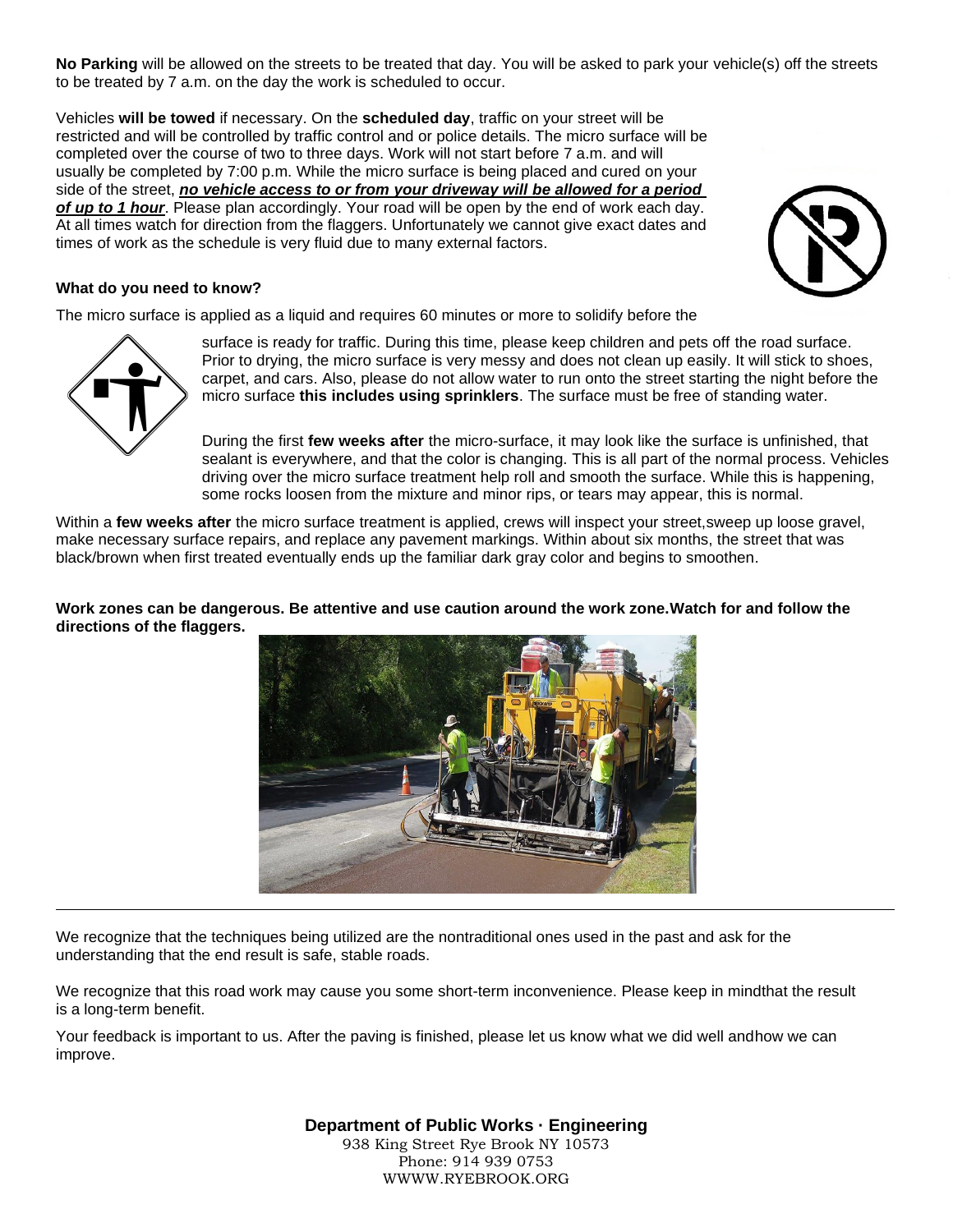**No Parking** will be allowed on the streets to be treated that day. You will be asked to park your vehicle(s) off the streets to be treated by 7 a.m. on the day the work is scheduled to occur.

Vehicles **will be towed** if necessary. On the **scheduled day**, traffic on your street will be restricted and will be controlled by traffic control and or police details. The micro surface will be completed over the course of two to three days. Work will not start before 7 a.m. and will usually be completed by 7:00 p.m. While the micro surface is being placed and cured on your side of the street, ***no vehicle access to or from your driveway will be allowed for a period of up to 1 hour***. Please plan accordingly. Your road will be open by the end of work each day. At all times watch for direction from the flaggers. Unfortunately we cannot give exact dates and times of work as the schedule is very fluid due to many external factors.

**What do you need to know?**

The micro surface is applied as a liquid and requires 60 minutes or more to solidify before the surface is ready for traffic. During this time, please keep children and pets off the road surface. Prior to drying, the micro surface is very messy and does not clean up easily. It will stick to shoes, carpet, and cars. Also, please do not allow water to run onto the street starting the night before the micro surface **this includes using sprinklers**. The surface must be free of standing water.

During the first **few weeks after** the micro-surface, it may look like the surface is unfinished, that sealant is everywhere, and that the color is changing. This is all part of the normal process. Vehicles driving over the micro surface treatment help roll and smooth the surface. While this is happening, some rocks loosen from the mixture and minor rips, or tears may appear, this is normal.

Within a **few weeks after** the micro surface treatment is applied, crews will inspect your street,sweep up loose gravel, make necessary surface repairs, and replace any pavement markings. Within about six months, the street that was black/brown when first treated eventually ends up the familiar dark gray color and begins to smoothen.

**Work zones can be dangerous. Be attentive and use caution around the work zone.Watch for and follow the directions of the flaggers.**

---

We recognize that the techniques being utilized are the nontraditional ones used in the past and ask for the understanding that the end result is safe, stable roads.

We recognize that this road work may cause you some short-term inconvenience. Please keep in mindthat the result is a long-term benefit.

Your feedback is important to us. After the paving is finished, please let us know what we did well andhow we can improve.

**Department of Public Works · Engineering**
938 King Street Rye Brook NY 10573
Phone: 914 939 0753
WWWW.RYEBROOK.ORG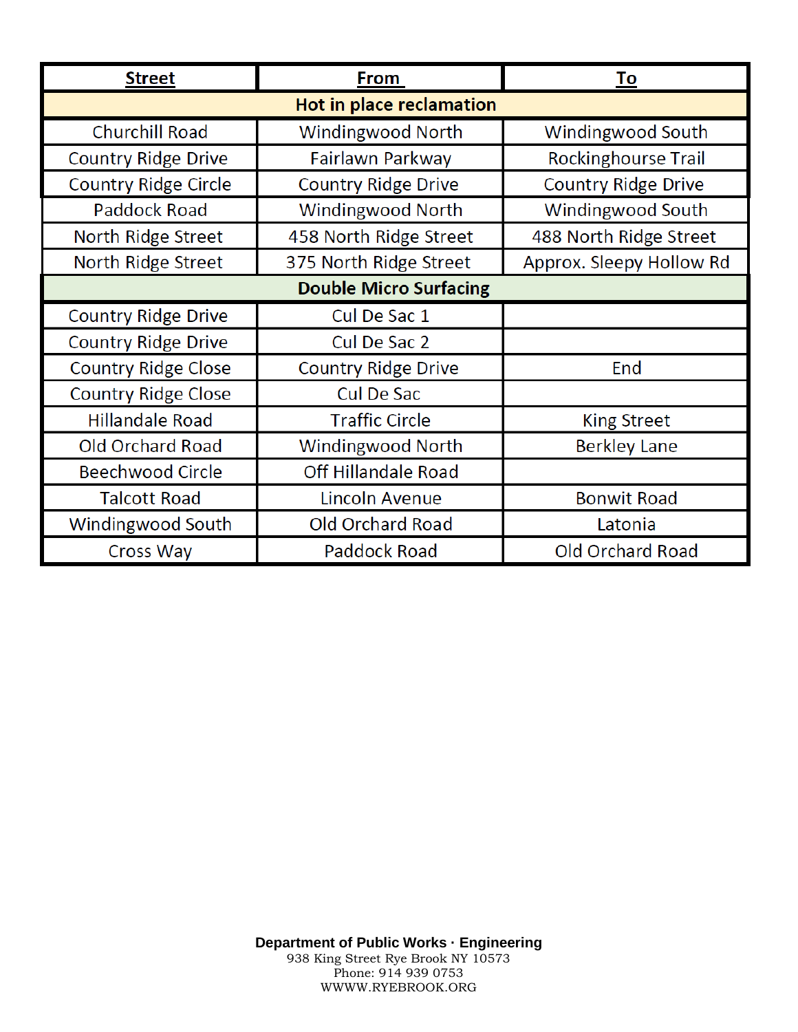| Street | From | To |
|---|---|---|
| **Hot in place reclamation** | | |
| Churchill Road | Windingwood North | Windingwood South |
| Country Ridge Drive | Fairlawn Parkway | Rockinghourse Trail |
| Country Ridge Circle | Country Ridge Drive | Country Ridge Drive |
| Paddock Road | Windingwood North | Windingwood South |
| North Ridge Street | 458 North Ridge Street | 488 North Ridge Street |
| North Ridge Street | 375 North Ridge Street | Approx. Sleepy Hollow Rd |
| **Double Micro Surfacing** | | |
| Country Ridge Drive | Cul De Sac 1 | |
| Country Ridge Drive | Cul De Sac 2 | |
| Country Ridge Close | Country Ridge Drive | End |
| Country Ridge Close | Cul De Sac | |
| Hillandale Road | Traffic Circle | King Street |
| Old Orchard Road | Windingwood North | Berkley Lane |
| Beechwood Circle | Off Hillandale Road | |
| Talcott Road | Lincoln Avenue | Bonwit Road |
| Windingwood South | Old Orchard Road | Latonia |
| Cross Way | Paddock Road | Old Orchard Road |

**Department of Public Works · Engineering**
938 King Street Rye Brook NY 10573
Phone: 914 939 0753
WWWW.RYEBROOK.ORG